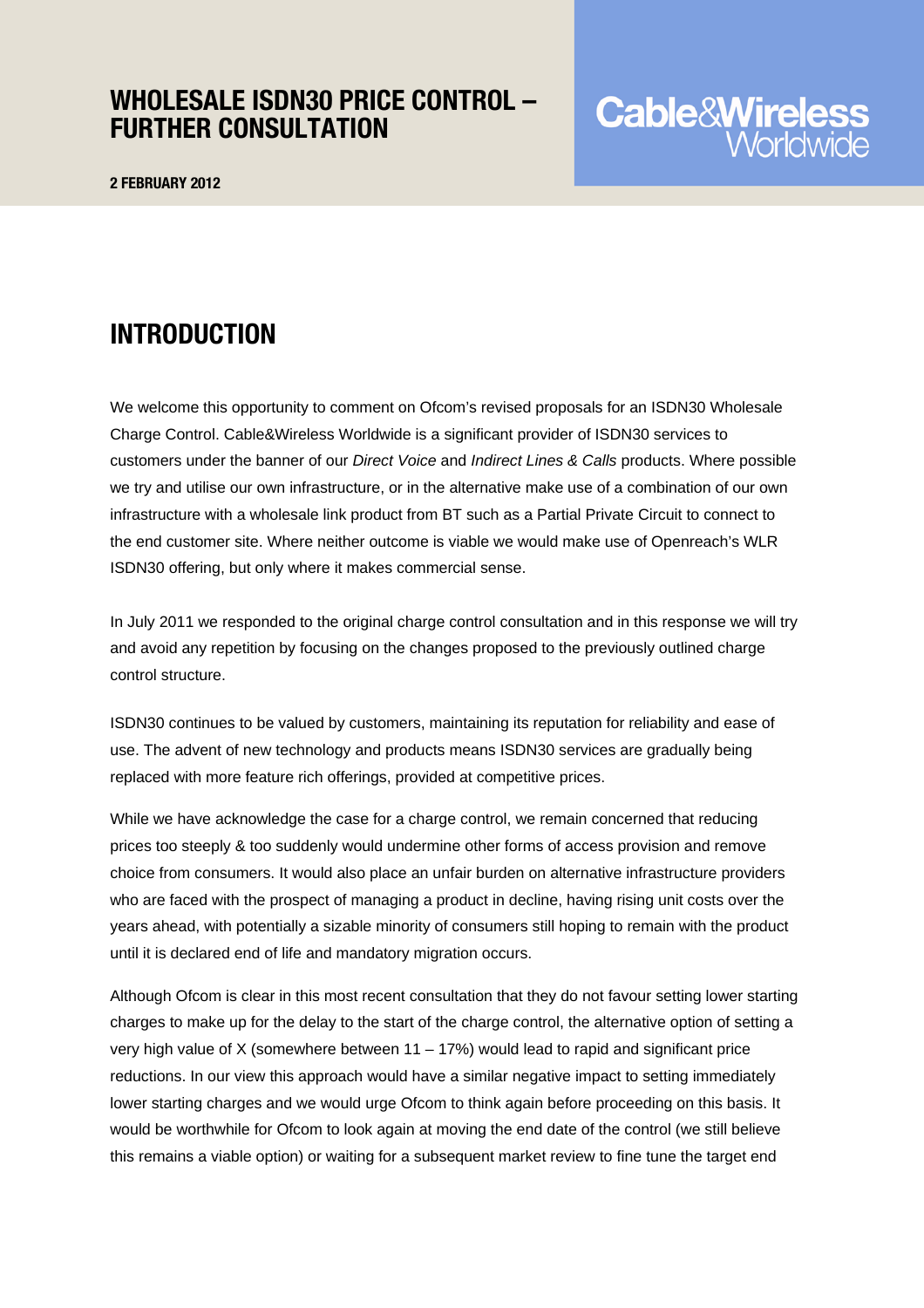# WHOLESALE ISDN30 PRICE CONTROL – FURTHER CONSULTATION

Cable&Wireless Worldwide

**2 FEBRUARY 2012**

## INTRODUCTION

We welcome this opportunity to comment on Ofcom's revised proposals for an ISDN30 Wholesale Charge Control. Cable&Wireless Worldwide is a significant provider of ISDN30 services to customers under the banner of our *Direct Voice* and *Indirect Lines & Calls* products. Where possible we try and utilise our own infrastructure, or in the alternative make use of a combination of our own infrastructure with a wholesale link product from BT such as a Partial Private Circuit to connect to the end customer site. Where neither outcome is viable we would make use of Openreach's WLR ISDN30 offering, but only where it makes commercial sense.

In July 2011 we responded to the original charge control consultation and in this response we will try and avoid any repetition by focusing on the changes proposed to the previously outlined charge control structure.

ISDN30 continues to be valued by customers, maintaining its reputation for reliability and ease of use. The advent of new technology and products means ISDN30 services are gradually being replaced with more feature rich offerings, provided at competitive prices.

While we have acknowledge the case for a charge control, we remain concerned that reducing prices too steeply & too suddenly would undermine other forms of access provision and remove choice from consumers. It would also place an unfair burden on alternative infrastructure providers who are faced with the prospect of managing a product in decline, having rising unit costs over the years ahead, with potentially a sizable minority of consumers still hoping to remain with the product until it is declared end of life and mandatory migration occurs.

Although Ofcom is clear in this most recent consultation that they do not favour setting lower starting charges to make up for the delay to the start of the charge control, the alternative option of setting a very high value of X (somewhere between 11 – 17%) would lead to rapid and significant price reductions. In our view this approach would have a similar negative impact to setting immediately lower starting charges and we would urge Ofcom to think again before proceeding on this basis. It would be worthwhile for Ofcom to look again at moving the end date of the control (we still believe this remains a viable option) or waiting for a subsequent market review to fine tune the target end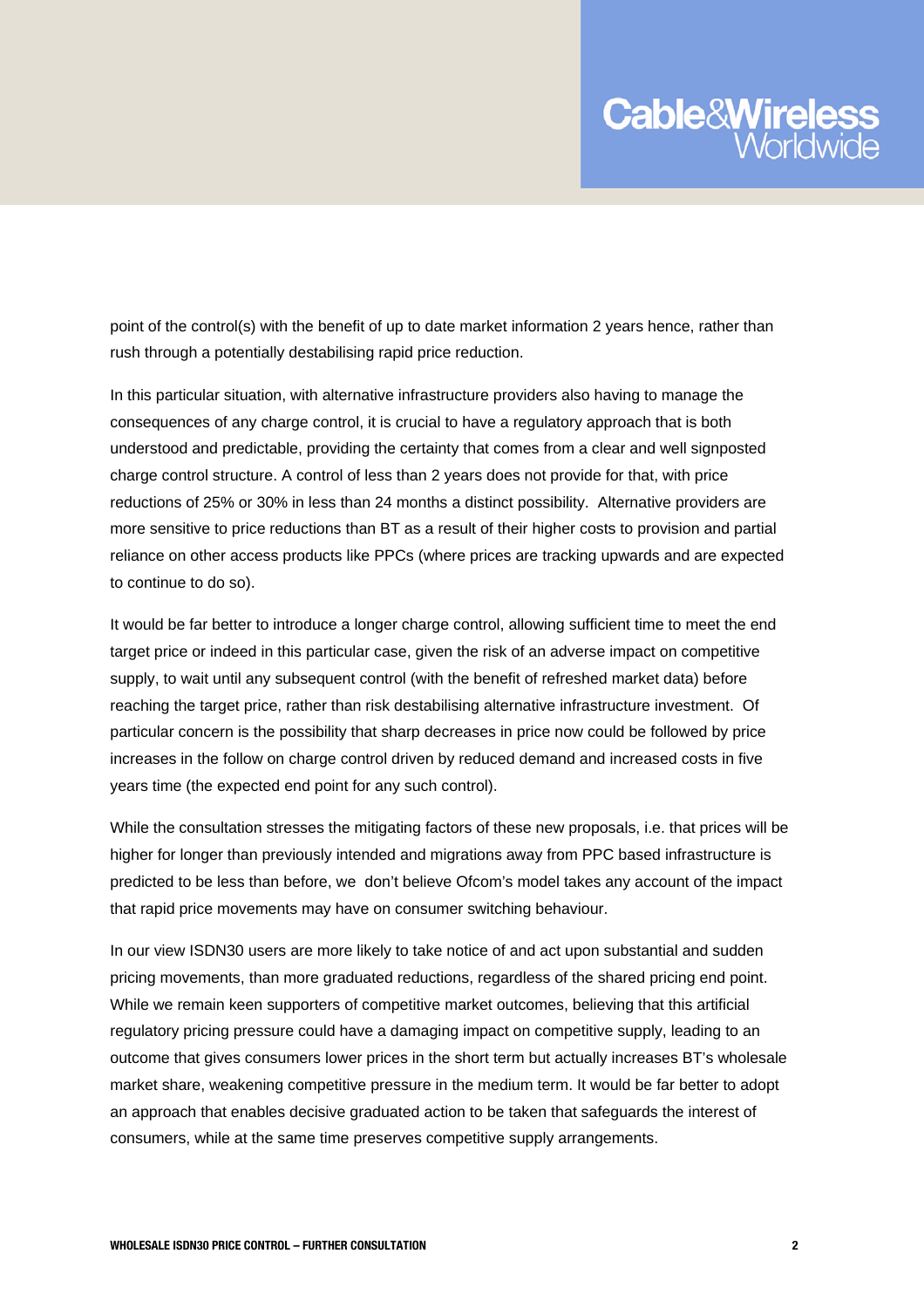point of the control(s) with the benefit of up to date market information 2 years hence, rather than rush through a potentially destabilising rapid price reduction.

In this particular situation, with alternative infrastructure providers also having to manage the consequences of any charge control, it is crucial to have a regulatory approach that is both understood and predictable, providing the certainty that comes from a clear and well signposted charge control structure. A control of less than 2 years does not provide for that, with price reductions of 25% or 30% in less than 24 months a distinct possibility. Alternative providers are more sensitive to price reductions than BT as a result of their higher costs to provision and partial reliance on other access products like PPCs (where prices are tracking upwards and are expected to continue to do so).

It would be far better to introduce a longer charge control, allowing sufficient time to meet the end target price or indeed in this particular case, given the risk of an adverse impact on competitive supply, to wait until any subsequent control (with the benefit of refreshed market data) before reaching the target price, rather than risk destabilising alternative infrastructure investment. Of particular concern is the possibility that sharp decreases in price now could be followed by price increases in the follow on charge control driven by reduced demand and increased costs in five years time (the expected end point for any such control).

While the consultation stresses the mitigating factors of these new proposals, i.e. that prices will be higher for longer than previously intended and migrations away from PPC based infrastructure is predicted to be less than before, we don't believe Ofcom's model takes any account of the impact that rapid price movements may have on consumer switching behaviour.

In our view ISDN30 users are more likely to take notice of and act upon substantial and sudden pricing movements, than more graduated reductions, regardless of the shared pricing end point. While we remain keen supporters of competitive market outcomes, believing that this artificial regulatory pricing pressure could have a damaging impact on competitive supply, leading to an outcome that gives consumers lower prices in the short term but actually increases BT's wholesale market share, weakening competitive pressure in the medium term. It would be far better to adopt an approach that enables decisive graduated action to be taken that safeguards the interest of consumers, while at the same time preserves competitive supply arrangements.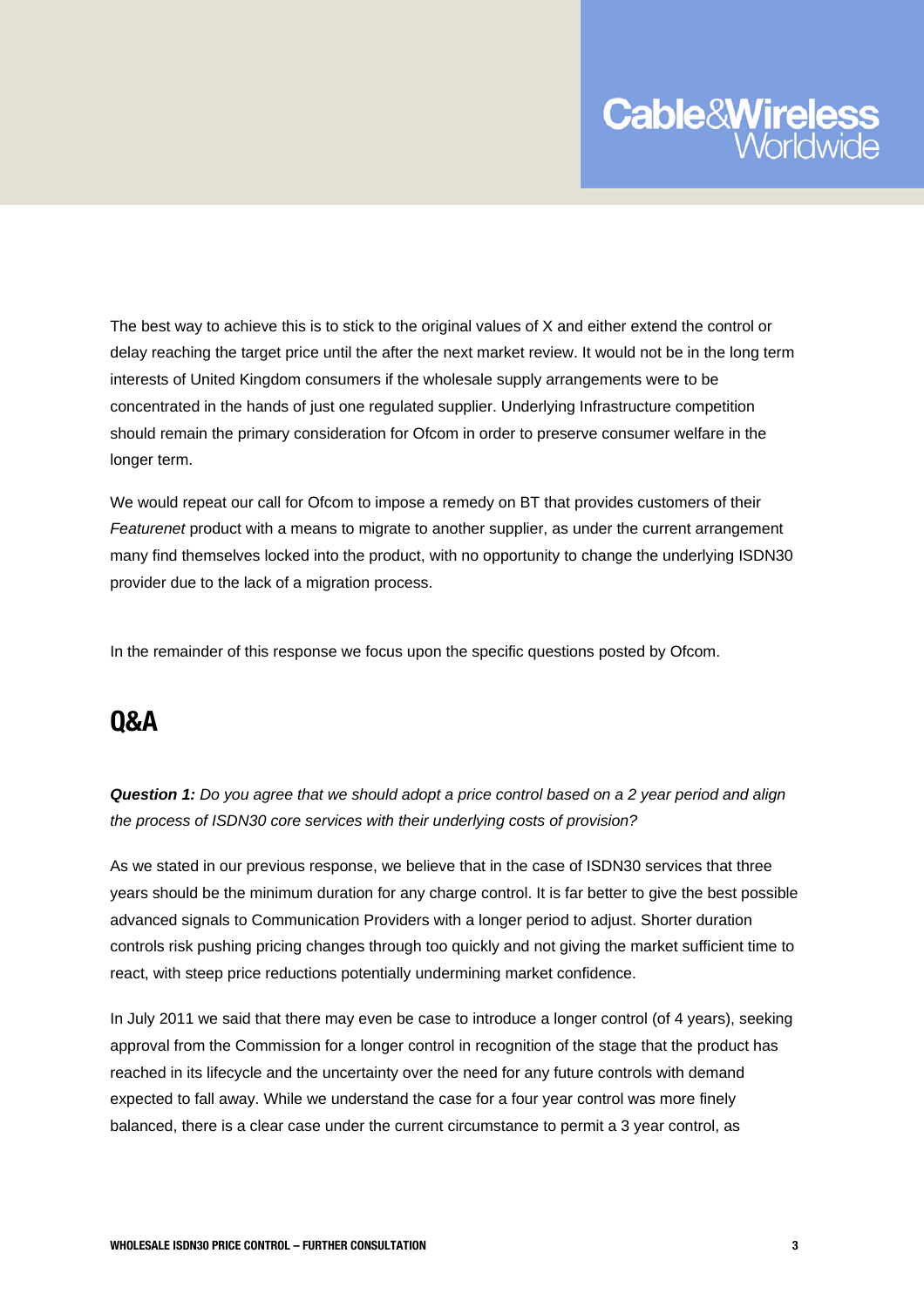The best way to achieve this is to stick to the original values of X and either extend the control or delay reaching the target price until the after the next market review. It would not be in the long term interests of United Kingdom consumers if the wholesale supply arrangements were to be concentrated in the hands of just one regulated supplier. Underlying Infrastructure competition should remain the primary consideration for Ofcom in order to preserve consumer welfare in the longer term.

We would repeat our call for Ofcom to impose a remedy on BT that provides customers of their *Featurenet* product with a means to migrate to another supplier, as under the current arrangement many find themselves locked into the product, with no opportunity to change the underlying ISDN30 provider due to the lack of a migration process.

In the remainder of this response we focus upon the specific questions posted by Ofcom.

## Q&A

***Question 1:*** *Do you agree that we should adopt a price control based on a 2 year period and align the process of ISDN30 core services with their underlying costs of provision?*

As we stated in our previous response, we believe that in the case of ISDN30 services that three years should be the minimum duration for any charge control. It is far better to give the best possible advanced signals to Communication Providers with a longer period to adjust. Shorter duration controls risk pushing pricing changes through too quickly and not giving the market sufficient time to react, with steep price reductions potentially undermining market confidence.

In July 2011 we said that there may even be case to introduce a longer control (of 4 years), seeking approval from the Commission for a longer control in recognition of the stage that the product has reached in its lifecycle and the uncertainty over the need for any future controls with demand expected to fall away. While we understand the case for a four year control was more finely balanced, there is a clear case under the current circumstance to permit a 3 year control, as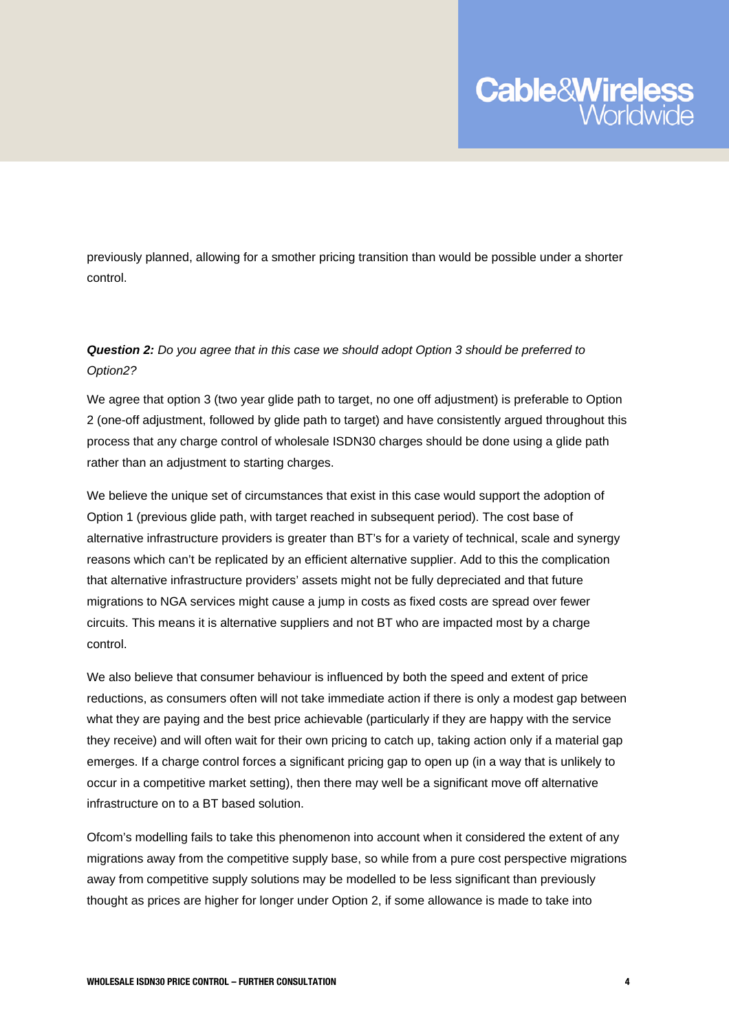previously planned, allowing for a smother pricing transition than would be possible under a shorter control.

***Question 2:*** *Do you agree that in this case we should adopt Option 3 should be preferred to Option2?*

We agree that option 3 (two year glide path to target, no one off adjustment) is preferable to Option 2 (one-off adjustment, followed by glide path to target) and have consistently argued throughout this process that any charge control of wholesale ISDN30 charges should be done using a glide path rather than an adjustment to starting charges.

We believe the unique set of circumstances that exist in this case would support the adoption of Option 1 (previous glide path, with target reached in subsequent period). The cost base of alternative infrastructure providers is greater than BT's for a variety of technical, scale and synergy reasons which can't be replicated by an efficient alternative supplier. Add to this the complication that alternative infrastructure providers' assets might not be fully depreciated and that future migrations to NGA services might cause a jump in costs as fixed costs are spread over fewer circuits. This means it is alternative suppliers and not BT who are impacted most by a charge control.

We also believe that consumer behaviour is influenced by both the speed and extent of price reductions, as consumers often will not take immediate action if there is only a modest gap between what they are paying and the best price achievable (particularly if they are happy with the service they receive) and will often wait for their own pricing to catch up, taking action only if a material gap emerges. If a charge control forces a significant pricing gap to open up (in a way that is unlikely to occur in a competitive market setting), then there may well be a significant move off alternative infrastructure on to a BT based solution.

Ofcom's modelling fails to take this phenomenon into account when it considered the extent of any migrations away from the competitive supply base, so while from a pure cost perspective migrations away from competitive supply solutions may be modelled to be less significant than previously thought as prices are higher for longer under Option 2, if some allowance is made to take into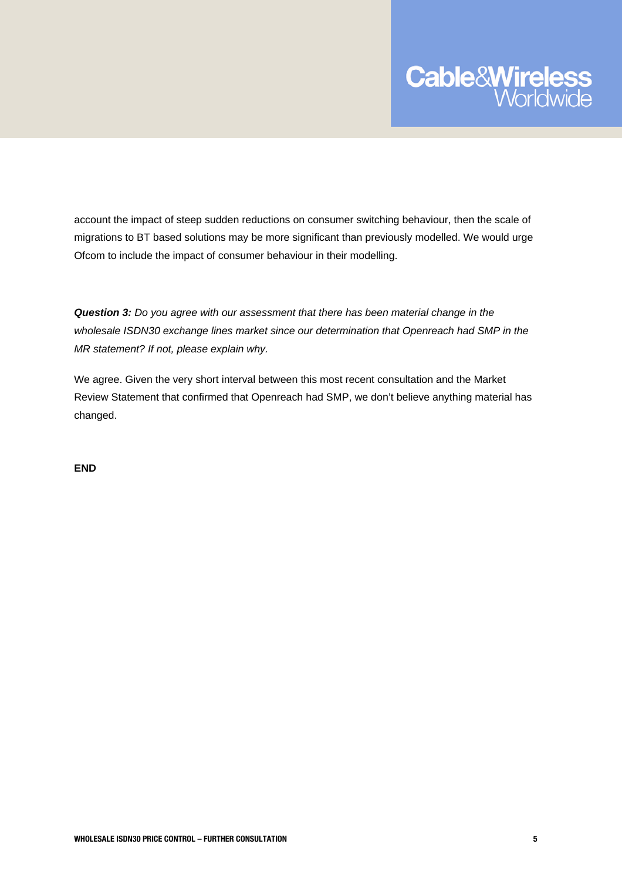account the impact of steep sudden reductions on consumer switching behaviour, then the scale of migrations to BT based solutions may be more significant than previously modelled. We would urge Ofcom to include the impact of consumer behaviour in their modelling.

***Question 3:*** *Do you agree with our assessment that there has been material change in the wholesale ISDN30 exchange lines market since our determination that Openreach had SMP in the MR statement? If not, please explain why.*

We agree. Given the very short interval between this most recent consultation and the Market Review Statement that confirmed that Openreach had SMP, we don't believe anything material has changed.

**END**